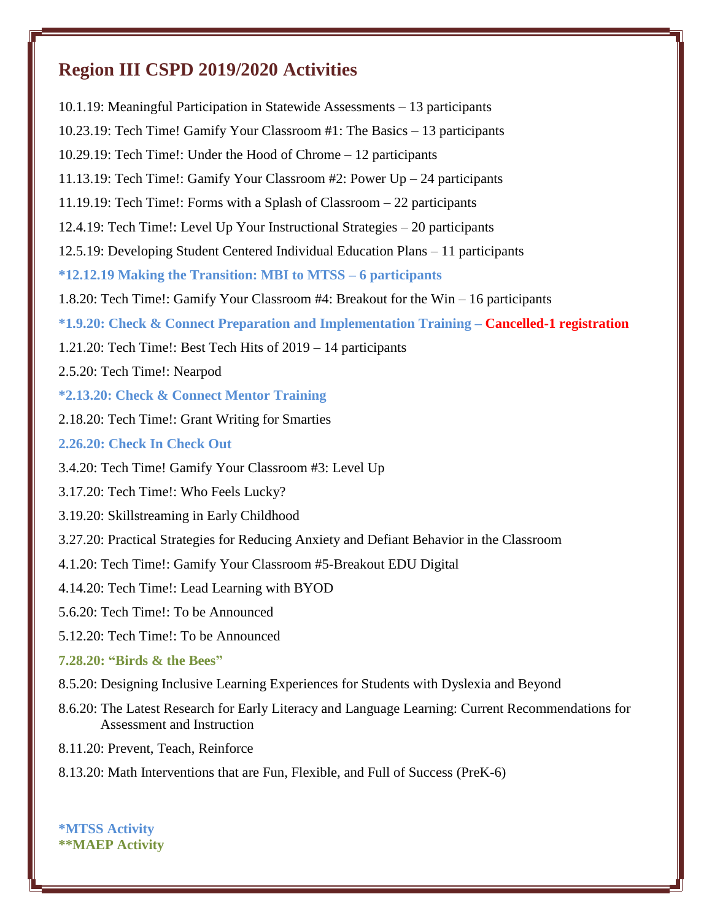# Region III CSPD 2019/2020 Activities

10.1.19: Meaningful Participation in Statewide Assessments – 13 participants

10.23.19: Tech Time! Gamify Your Classroom #1: The Basics – 13 participants

10.29.19: Tech Time!: Under the Hood of Chrome – 12 participants

11.13.19: Tech Time!: Gamify Your Classroom #2: Power Up – 24 participants

11.19.19: Tech Time!: Forms with a Splash of Classroom – 22 participants

12.4.19: Tech Time!: Level Up Your Instructional Strategies – 20 participants

12.5.19: Developing Student Centered Individual Education Plans – 11 participants

**\*12.12.19 Making the Transition: MBI to MTSS – 6 participants**

1.8.20: Tech Time!: Gamify Your Classroom #4: Breakout for the Win – 16 participants

**\*1.9.20: Check & Connect Preparation and Implementation Training – Cancelled-1 registration**

1.21.20: Tech Time!: Best Tech Hits of 2019 – 14 participants

2.5.20: Tech Time!: Nearpod

**\*2.13.20: Check & Connect Mentor Training**

2.18.20: Tech Time!: Grant Writing for Smarties

**2.26.20: Check In Check Out**

3.4.20: Tech Time! Gamify Your Classroom #3: Level Up

3.17.20: Tech Time!: Who Feels Lucky?

3.19.20: Skillstreaming in Early Childhood

3.27.20: Practical Strategies for Reducing Anxiety and Defiant Behavior in the Classroom

4.1.20: Tech Time!: Gamify Your Classroom #5-Breakout EDU Digital

4.14.20: Tech Time!: Lead Learning with BYOD

5.6.20: Tech Time!: To be Announced

5.12.20: Tech Time!: To be Announced

**7.28.20: "Birds & the Bees"**

8.5.20: Designing Inclusive Learning Experiences for Students with Dyslexia and Beyond

8.6.20: The Latest Research for Early Literacy and Language Learning: Current Recommendations for Assessment and Instruction

8.11.20: Prevent, Teach, Reinforce

8.13.20: Math Interventions that are Fun, Flexible, and Full of Success (PreK-6)

**\*MTSS Activity**
**\*\*MAEP Activity**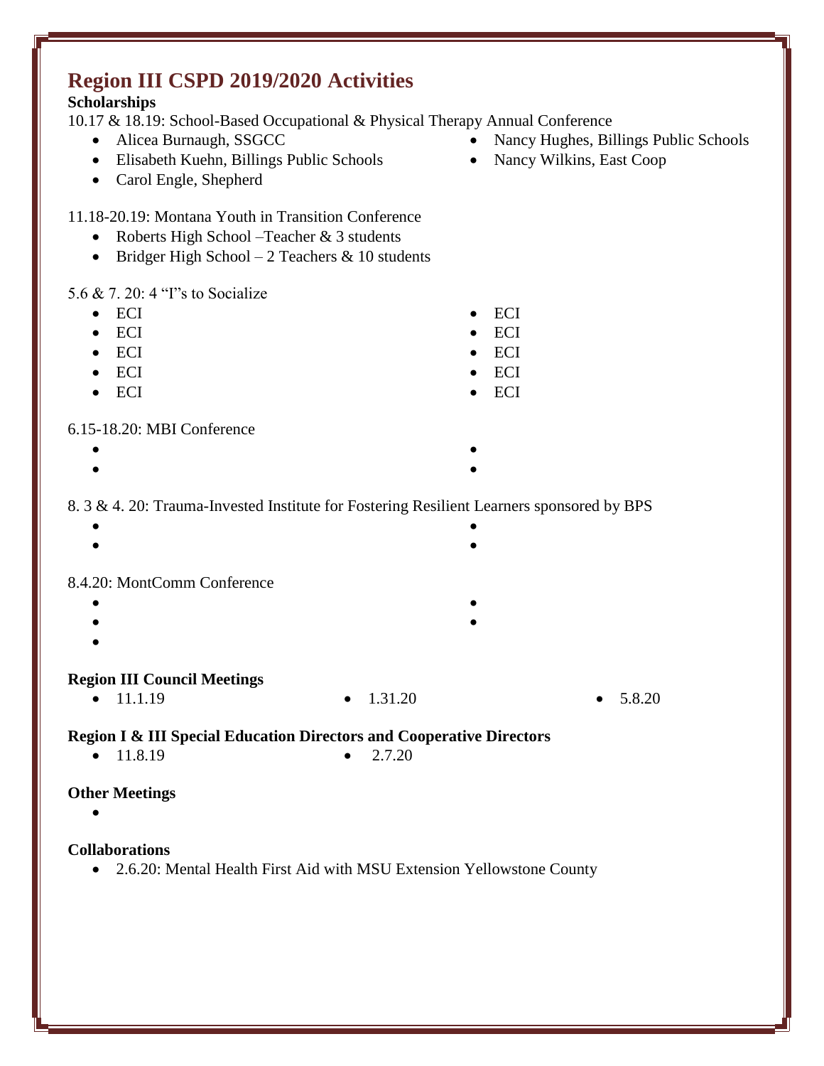# Region III CSPD 2019/2020 Activities

**Scholarships**

10.17 & 18.19: School-Based Occupational & Physical Therapy Annual Conference

- Alicea Burnaugh, SSGCC
- Elisabeth Kuehn, Billings Public Schools
- Carol Engle, Shepherd
- Nancy Hughes, Billings Public Schools
- Nancy Wilkins, East Coop

11.18-20.19: Montana Youth in Transition Conference

- Roberts High School –Teacher & 3 students
- Bridger High School – 2 Teachers & 10 students

5.6 & 7. 20: 4 "I"s to Socialize

- ECI
- ECI
- ECI
- ECI
- ECI
- ECI
- ECI
- ECI
- ECI
- ECI

6.15-18.20: MBI Conference

-
-
-
-

8. 3 & 4. 20: Trauma-Invested Institute for Fostering Resilient Learners sponsored by BPS

-
-
-
-

8.4.20: MontComm Conference

-
-
-
-
-

**Region III Council Meetings**

- 11.1.19
- 1.31.20
- 5.8.20

**Region I & III Special Education Directors and Cooperative Directors**

- 11.8.19
- 2.7.20

**Other Meetings**

-

**Collaborations**

- 2.6.20: Mental Health First Aid with MSU Extension Yellowstone County